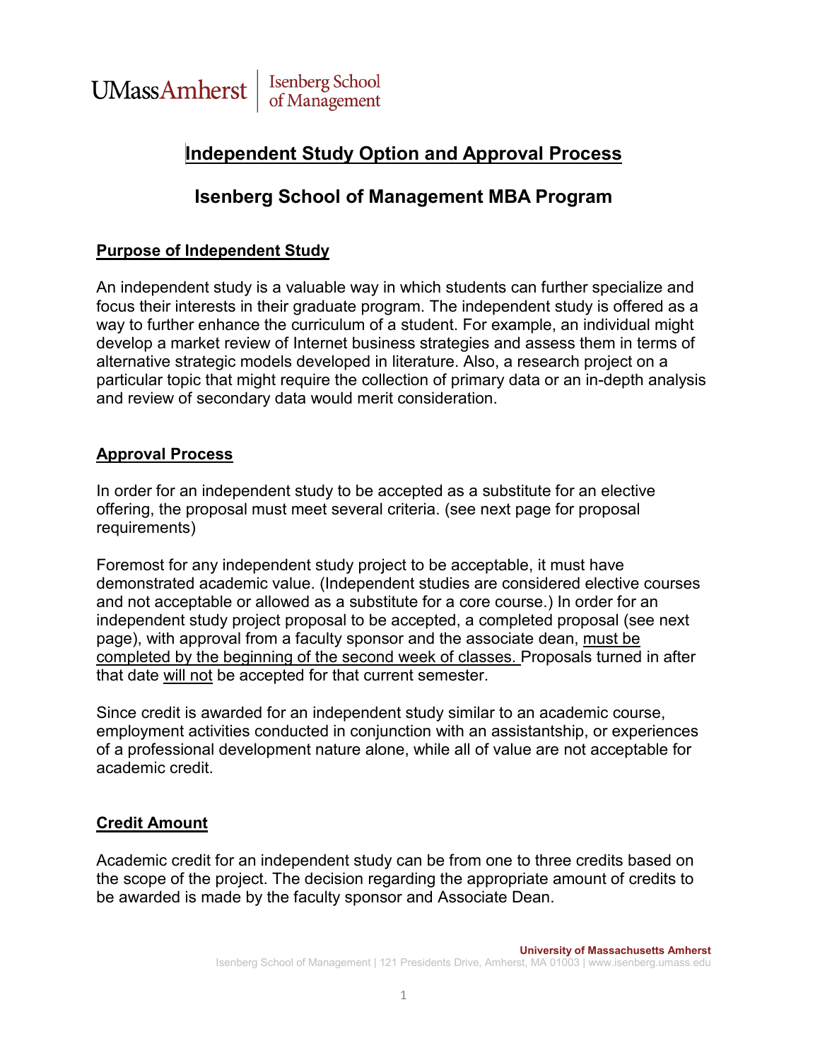UMassAmherst | Isenberg School of Management

# Independent Study Option and Approval Process

## Isenberg School of Management MBA Program

### Purpose of Independent Study

An independent study is a valuable way in which students can further specialize and focus their interests in their graduate program. The independent study is offered as a way to further enhance the curriculum of a student. For example, an individual might develop a market review of Internet business strategies and assess them in terms of alternative strategic models developed in literature. Also, a research project on a particular topic that might require the collection of primary data or an in-depth analysis and review of secondary data would merit consideration.

### Approval Process

In order for an independent study to be accepted as a substitute for an elective offering, the proposal must meet several criteria. (see next page for proposal requirements)

Foremost for any independent study project to be acceptable, it must have demonstrated academic value. (Independent studies are considered elective courses and not acceptable or allowed as a substitute for a core course.) In order for an independent study project proposal to be accepted, a completed proposal (see next page), with approval from a faculty sponsor and the associate dean, must be completed by the beginning of the second week of classes. Proposals turned in after that date will not be accepted for that current semester.

Since credit is awarded for an independent study similar to an academic course, employment activities conducted in conjunction with an assistantship, or experiences of a professional development nature alone, while all of value are not acceptable for academic credit.

### Credit Amount

Academic credit for an independent study can be from one to three credits based on the scope of the project. The decision regarding the appropriate amount of credits to be awarded is made by the faculty sponsor and Associate Dean.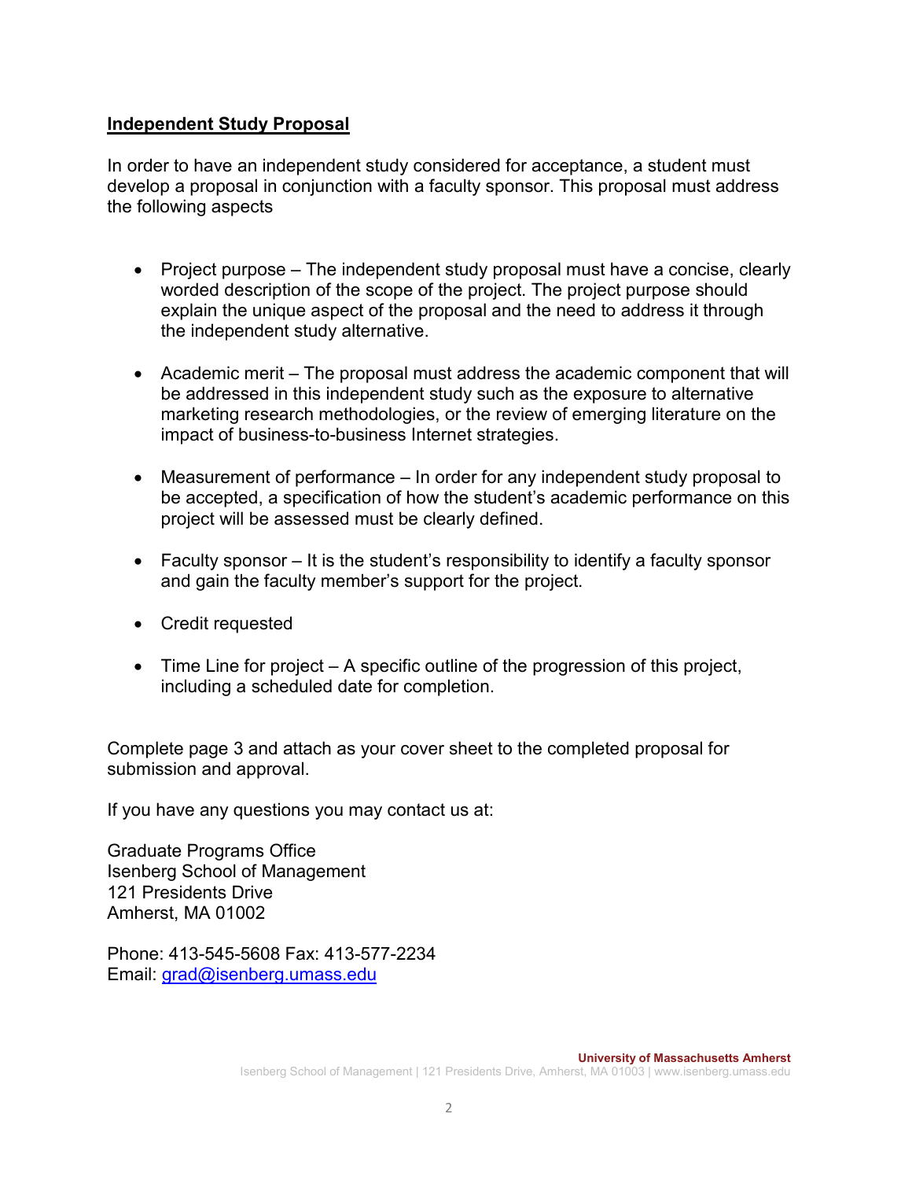**Independent Study Proposal**

In order to have an independent study considered for acceptance, a student must develop a proposal in conjunction with a faculty sponsor. This proposal must address the following aspects

- Project purpose – The independent study proposal must have a concise, clearly worded description of the scope of the project. The project purpose should explain the unique aspect of the proposal and the need to address it through the independent study alternative.

- Academic merit – The proposal must address the academic component that will be addressed in this independent study such as the exposure to alternative marketing research methodologies, or the review of emerging literature on the impact of business-to-business Internet strategies.

- Measurement of performance – In order for any independent study proposal to be accepted, a specification of how the student's academic performance on this project will be assessed must be clearly defined.

- Faculty sponsor – It is the student's responsibility to identify a faculty sponsor and gain the faculty member's support for the project.

- Credit requested

- Time Line for project – A specific outline of the progression of this project, including a scheduled date for completion.

Complete page 3 and attach as your cover sheet to the completed proposal for submission and approval.

If you have any questions you may contact us at:

Graduate Programs Office
Isenberg School of Management
121 Presidents Drive
Amherst, MA 01002

Phone: 413-545-5608 Fax: 413-577-2234
Email: grad@isenberg.umass.edu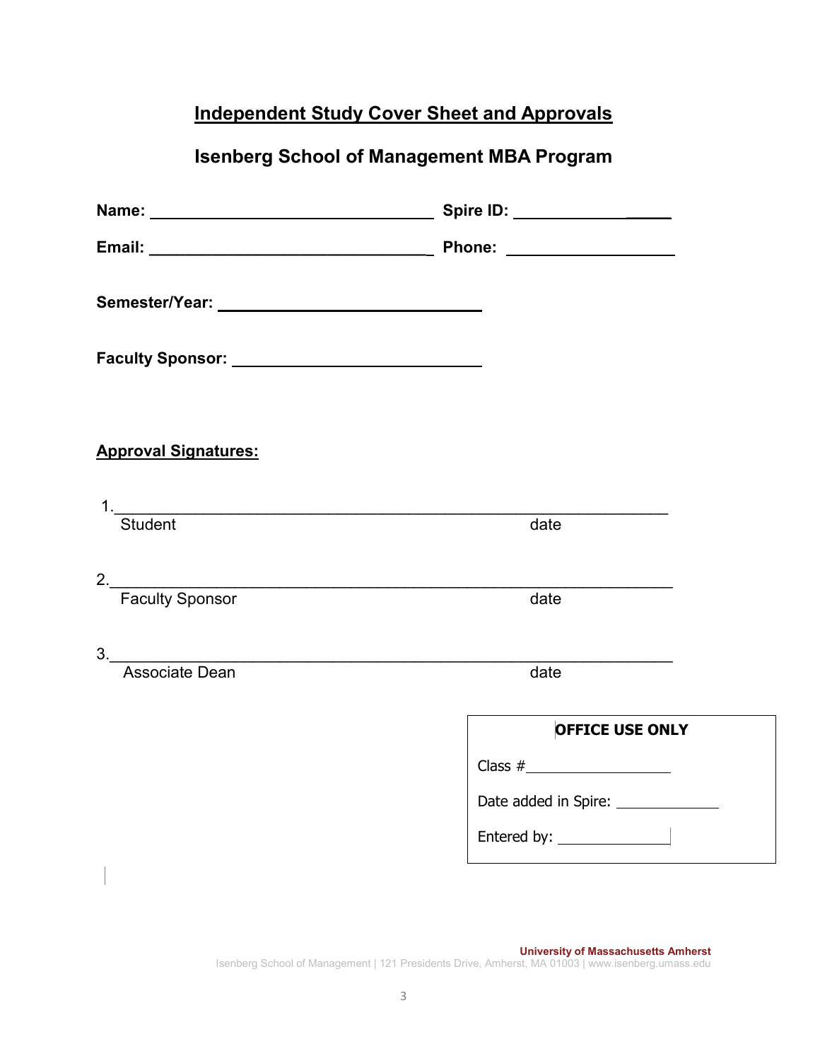# Independent Study Cover Sheet and Approvals

## Isenberg School of Management MBA Program

**Name:** ________________________________ **Spire ID:** ________________

**Email:** ________________________________ **Phone:** ________________

**Semester/Year:** ______________________________

**Faculty Sponsor:** ____________________________

**Approval Signatures:**

1.______________________________________________________________
Student date

2.______________________________________________________________
Faculty Sponsor date

3.______________________________________________________________
Associate Dean date

**OFFICE USE ONLY**

Class #________________

Date added in Spire: ____________

Entered by: ____________

**University of Massachusetts Amherst**
Isenberg School of Management | 121 Presidents Drive, Amherst, MA 01003 | www.isenberg.umass.edu